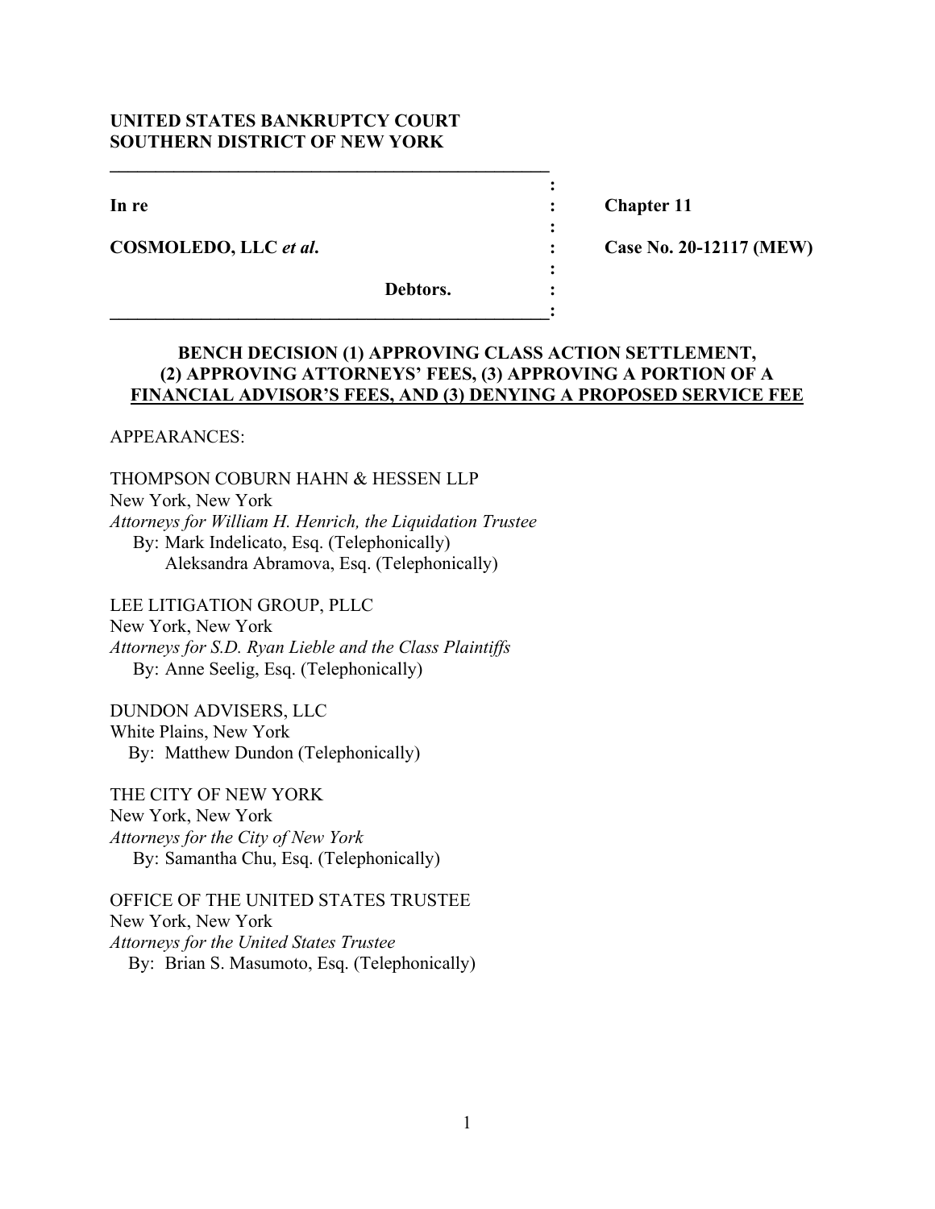**UNITED STATES BANKRUPTCY COURT**
**SOUTHERN DISTRICT OF NEW YORK**

| | | |
|---|---|---|
| **In re** | : | **Chapter 11** |
| **COSMOLEDO, LLC** ***et al*****.** | : | **Case No. 20-12117 (MEW)** |
| **Debtors.** | : | |

**BENCH DECISION (1) APPROVING CLASS ACTION SETTLEMENT, (2) APPROVING ATTORNEYS' FEES, (3) APPROVING A PORTION OF A FINANCIAL ADVISOR'S FEES, AND (3) DENYING A PROPOSED SERVICE FEE**

APPEARANCES:

THOMPSON COBURN HAHN & HESSEN LLP
New York, New York
*Attorneys for William H. Henrich, the Liquidation Trustee*
By: Mark Indelicato, Esq. (Telephonically)
Aleksandra Abramova, Esq. (Telephonically)

LEE LITIGATION GROUP, PLLC
New York, New York
*Attorneys for S.D. Ryan Lieble and the Class Plaintiffs*
By: Anne Seelig, Esq. (Telephonically)

DUNDON ADVISERS, LLC
White Plains, New York
By: Matthew Dundon (Telephonically)

THE CITY OF NEW YORK
New York, New York
*Attorneys for the City of New York*
By: Samantha Chu, Esq. (Telephonically)

OFFICE OF THE UNITED STATES TRUSTEE
New York, New York
*Attorneys for the United States Trustee*
By: Brian S. Masumoto, Esq. (Telephonically)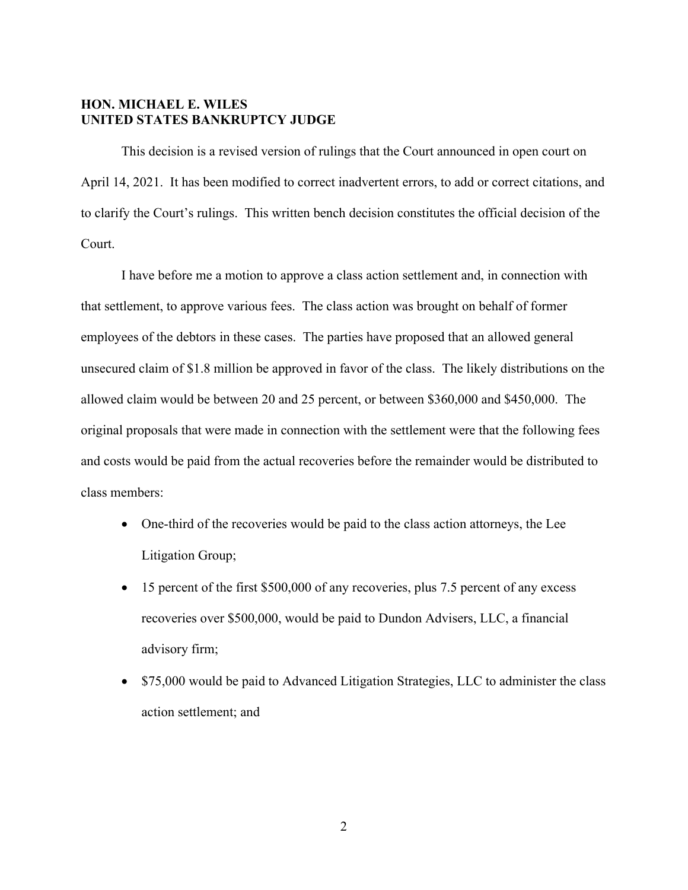**HON. MICHAEL E. WILES**
**UNITED STATES BANKRUPTCY JUDGE**

This decision is a revised version of rulings that the Court announced in open court on April 14, 2021. It has been modified to correct inadvertent errors, to add or correct citations, and to clarify the Court's rulings. This written bench decision constitutes the official decision of the Court.

I have before me a motion to approve a class action settlement and, in connection with that settlement, to approve various fees. The class action was brought on behalf of former employees of the debtors in these cases. The parties have proposed that an allowed general unsecured claim of $1.8 million be approved in favor of the class. The likely distributions on the allowed claim would be between 20 and 25 percent, or between $360,000 and $450,000. The original proposals that were made in connection with the settlement were that the following fees and costs would be paid from the actual recoveries before the remainder would be distributed to class members:

- One-third of the recoveries would be paid to the class action attorneys, the Lee Litigation Group;
- 15 percent of the first $500,000 of any recoveries, plus 7.5 percent of any excess recoveries over $500,000, would be paid to Dundon Advisers, LLC, a financial advisory firm;
- $75,000 would be paid to Advanced Litigation Strategies, LLC to administer the class action settlement; and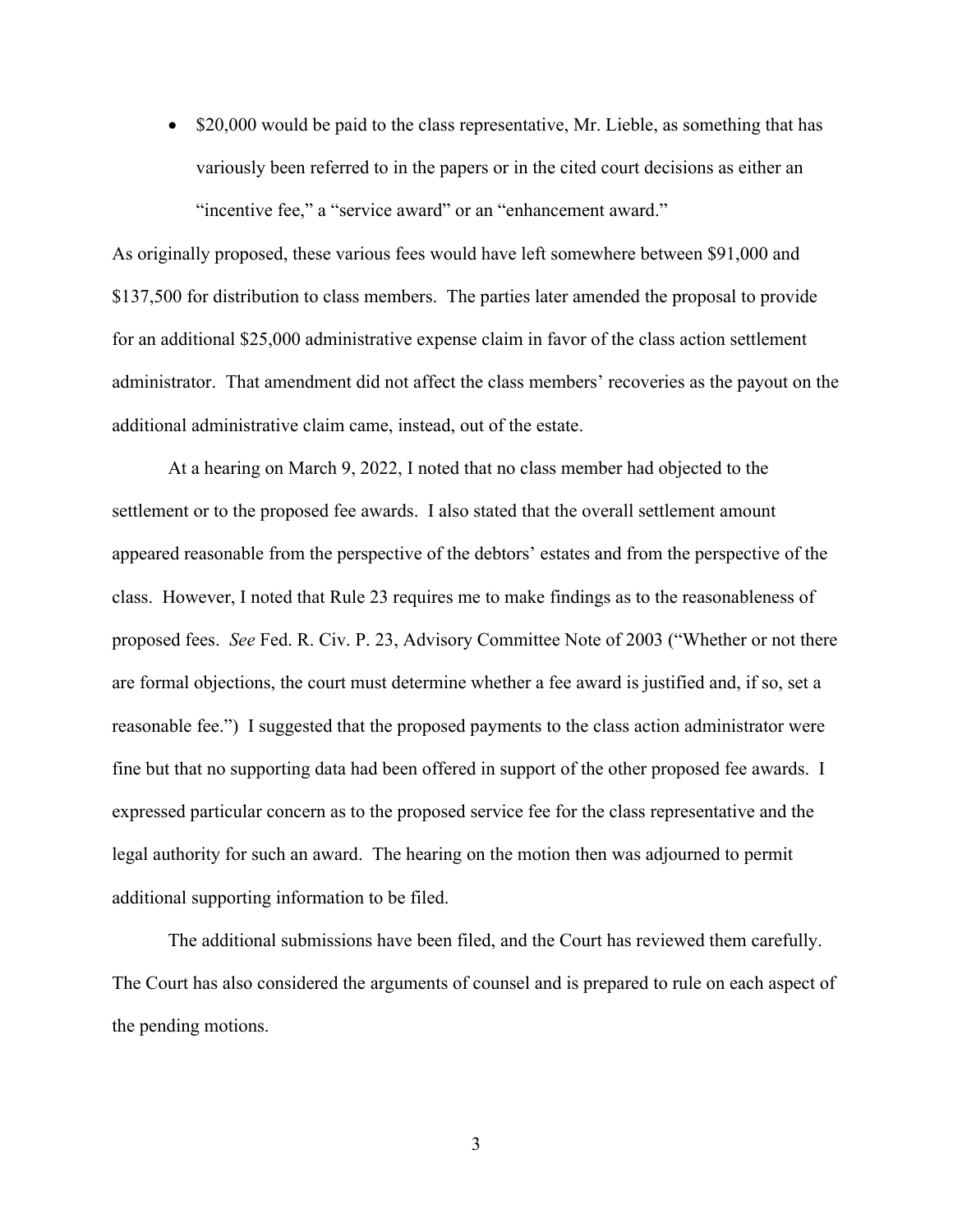- $20,000 would be paid to the class representative, Mr. Lieble, as something that has variously been referred to in the papers or in the cited court decisions as either an "incentive fee," a "service award" or an "enhancement award."

As originally proposed, these various fees would have left somewhere between $91,000 and $137,500 for distribution to class members. The parties later amended the proposal to provide for an additional $25,000 administrative expense claim in favor of the class action settlement administrator. That amendment did not affect the class members' recoveries as the payout on the additional administrative claim came, instead, out of the estate.

At a hearing on March 9, 2022, I noted that no class member had objected to the settlement or to the proposed fee awards. I also stated that the overall settlement amount appeared reasonable from the perspective of the debtors' estates and from the perspective of the class. However, I noted that Rule 23 requires me to make findings as to the reasonableness of proposed fees. *See* Fed. R. Civ. P. 23, Advisory Committee Note of 2003 ("Whether or not there are formal objections, the court must determine whether a fee award is justified and, if so, set a reasonable fee.") I suggested that the proposed payments to the class action administrator were fine but that no supporting data had been offered in support of the other proposed fee awards. I expressed particular concern as to the proposed service fee for the class representative and the legal authority for such an award. The hearing on the motion then was adjourned to permit additional supporting information to be filed.

The additional submissions have been filed, and the Court has reviewed them carefully. The Court has also considered the arguments of counsel and is prepared to rule on each aspect of the pending motions.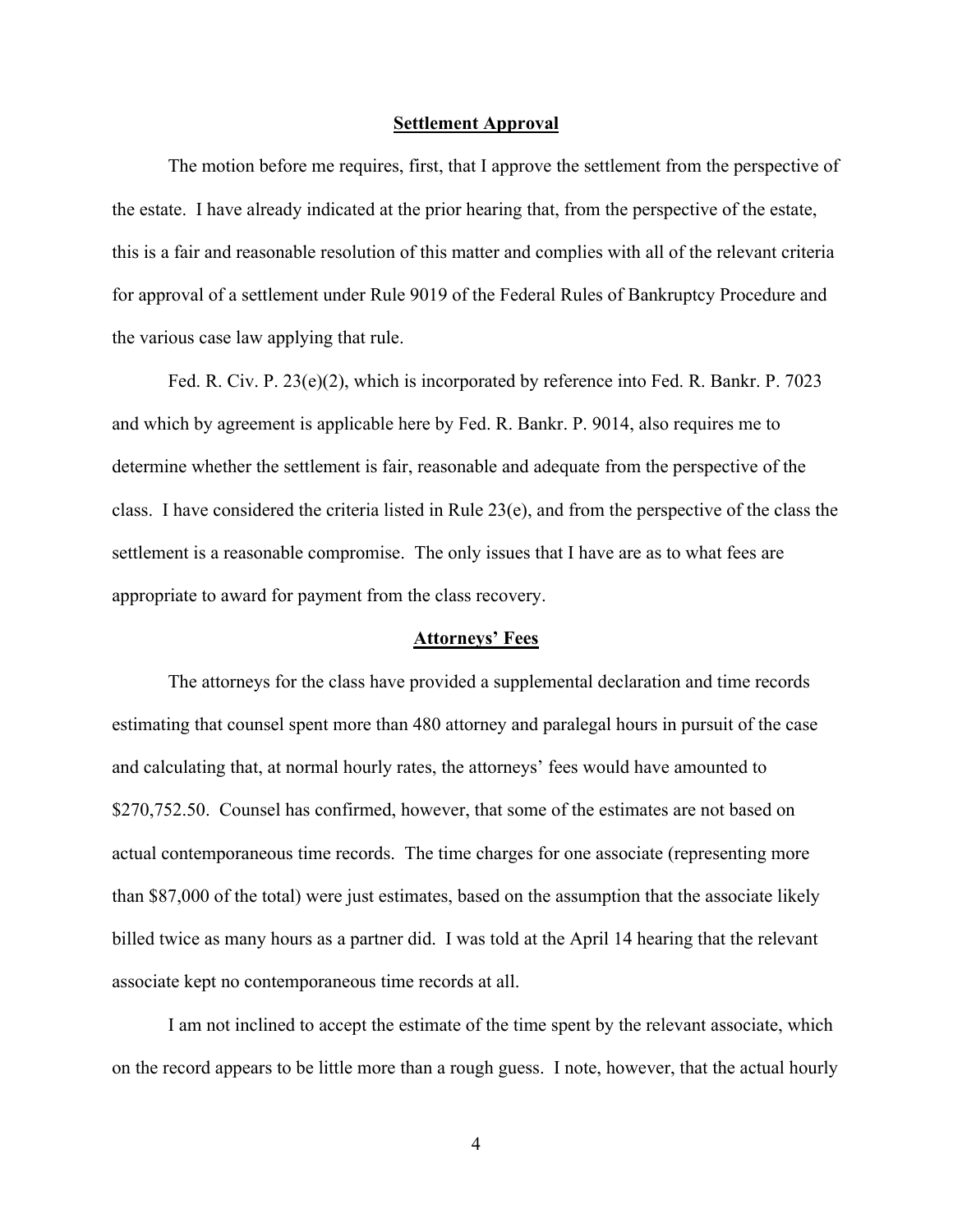## Settlement Approval

The motion before me requires, first, that I approve the settlement from the perspective of the estate. I have already indicated at the prior hearing that, from the perspective of the estate, this is a fair and reasonable resolution of this matter and complies with all of the relevant criteria for approval of a settlement under Rule 9019 of the Federal Rules of Bankruptcy Procedure and the various case law applying that rule.

Fed. R. Civ. P. 23(e)(2), which is incorporated by reference into Fed. R. Bankr. P. 7023 and which by agreement is applicable here by Fed. R. Bankr. P. 9014, also requires me to determine whether the settlement is fair, reasonable and adequate from the perspective of the class. I have considered the criteria listed in Rule 23(e), and from the perspective of the class the settlement is a reasonable compromise. The only issues that I have are as to what fees are appropriate to award for payment from the class recovery.

## Attorneys' Fees

The attorneys for the class have provided a supplemental declaration and time records estimating that counsel spent more than 480 attorney and paralegal hours in pursuit of the case and calculating that, at normal hourly rates, the attorneys' fees would have amounted to $270,752.50. Counsel has confirmed, however, that some of the estimates are not based on actual contemporaneous time records. The time charges for one associate (representing more than $87,000 of the total) were just estimates, based on the assumption that the associate likely billed twice as many hours as a partner did. I was told at the April 14 hearing that the relevant associate kept no contemporaneous time records at all.

I am not inclined to accept the estimate of the time spent by the relevant associate, which on the record appears to be little more than a rough guess. I note, however, that the actual hourly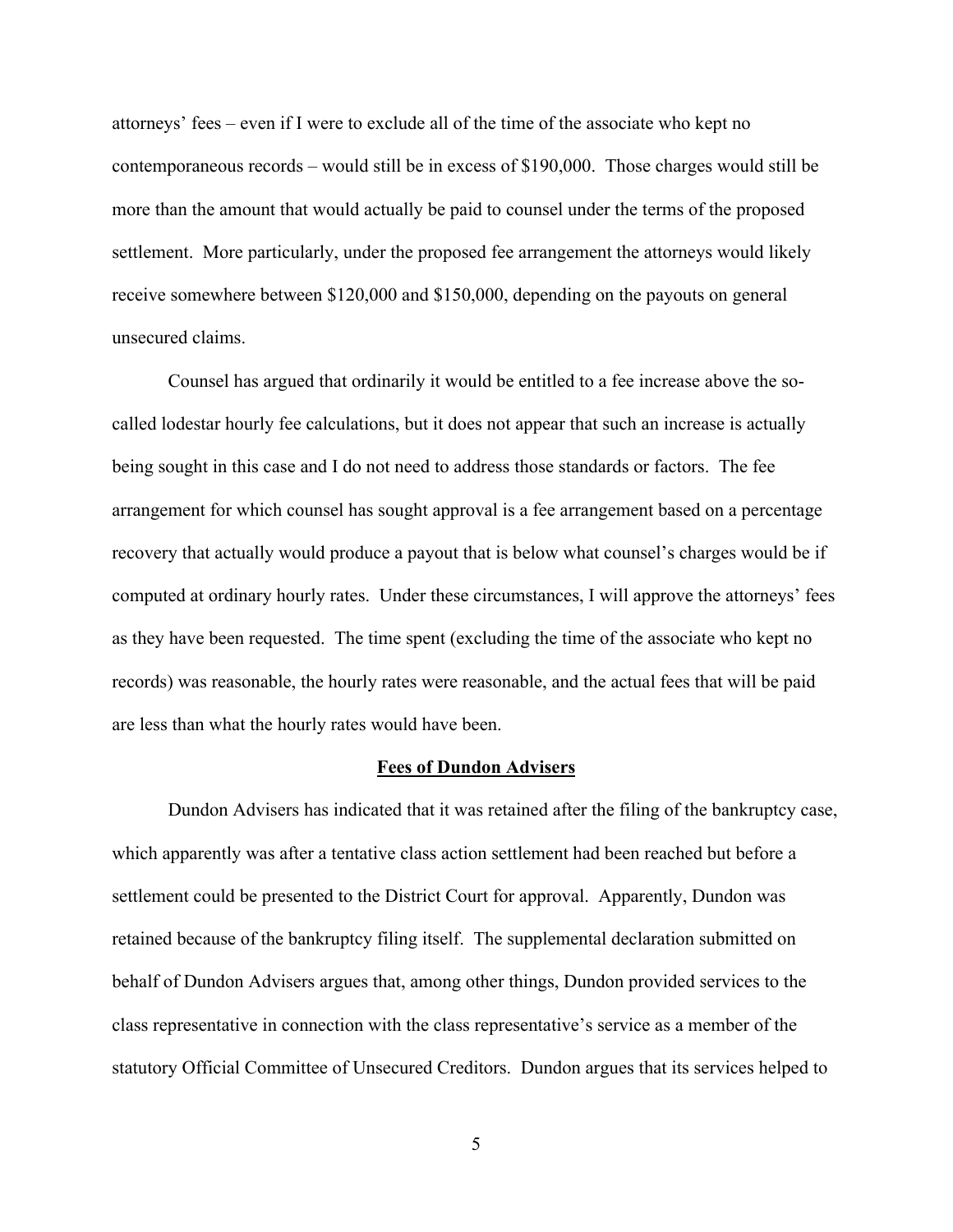attorneys' fees – even if I were to exclude all of the time of the associate who kept no contemporaneous records – would still be in excess of $190,000. Those charges would still be more than the amount that would actually be paid to counsel under the terms of the proposed settlement. More particularly, under the proposed fee arrangement the attorneys would likely receive somewhere between $120,000 and $150,000, depending on the payouts on general unsecured claims.

Counsel has argued that ordinarily it would be entitled to a fee increase above the so-called lodestar hourly fee calculations, but it does not appear that such an increase is actually being sought in this case and I do not need to address those standards or factors. The fee arrangement for which counsel has sought approval is a fee arrangement based on a percentage recovery that actually would produce a payout that is below what counsel's charges would be if computed at ordinary hourly rates. Under these circumstances, I will approve the attorneys' fees as they have been requested. The time spent (excluding the time of the associate who kept no records) was reasonable, the hourly rates were reasonable, and the actual fees that will be paid are less than what the hourly rates would have been.

**Fees of Dundon Advisers**

Dundon Advisers has indicated that it was retained after the filing of the bankruptcy case, which apparently was after a tentative class action settlement had been reached but before a settlement could be presented to the District Court for approval. Apparently, Dundon was retained because of the bankruptcy filing itself. The supplemental declaration submitted on behalf of Dundon Advisers argues that, among other things, Dundon provided services to the class representative in connection with the class representative's service as a member of the statutory Official Committee of Unsecured Creditors. Dundon argues that its services helped to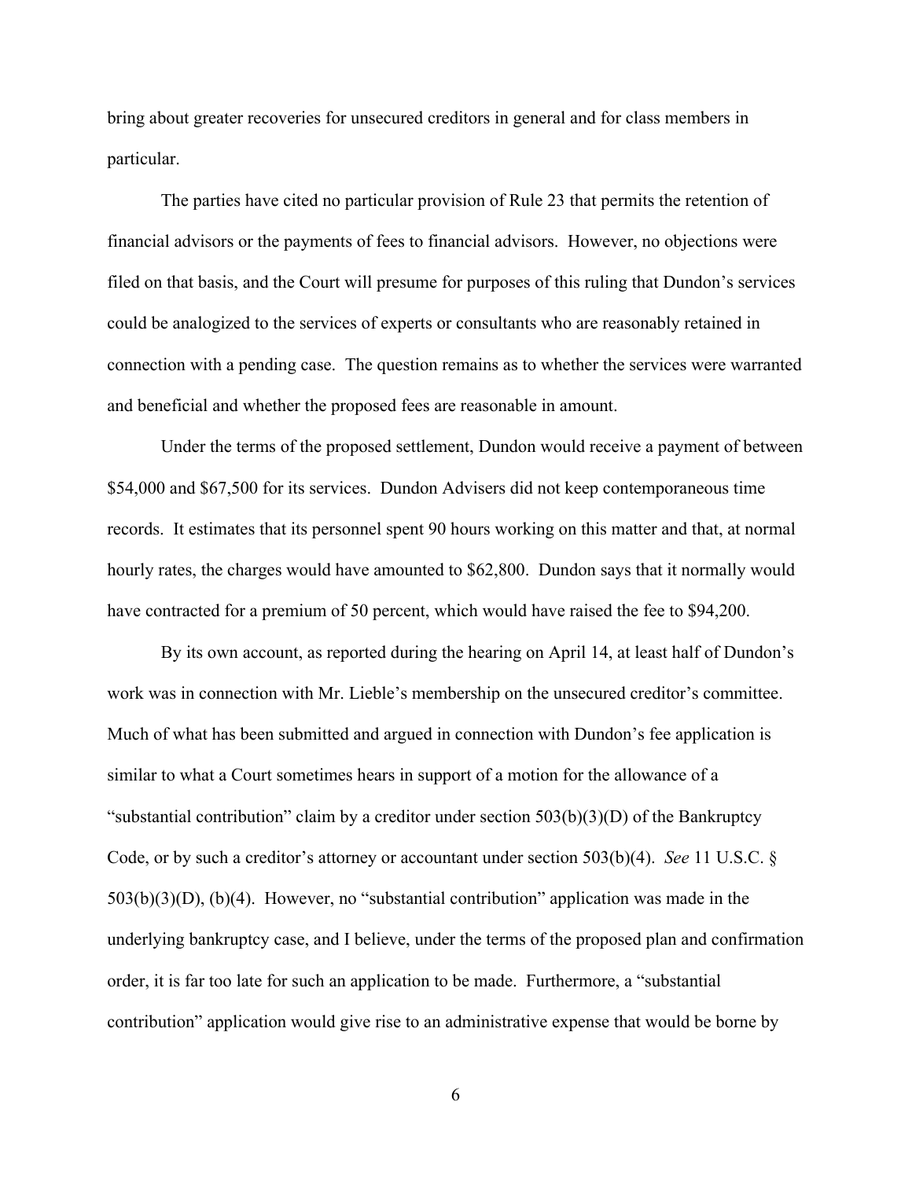bring about greater recoveries for unsecured creditors in general and for class members in particular.

The parties have cited no particular provision of Rule 23 that permits the retention of financial advisors or the payments of fees to financial advisors. However, no objections were filed on that basis, and the Court will presume for purposes of this ruling that Dundon's services could be analogized to the services of experts or consultants who are reasonably retained in connection with a pending case. The question remains as to whether the services were warranted and beneficial and whether the proposed fees are reasonable in amount.

Under the terms of the proposed settlement, Dundon would receive a payment of between \$54,000 and \$67,500 for its services. Dundon Advisers did not keep contemporaneous time records. It estimates that its personnel spent 90 hours working on this matter and that, at normal hourly rates, the charges would have amounted to \$62,800. Dundon says that it normally would have contracted for a premium of 50 percent, which would have raised the fee to \$94,200.

By its own account, as reported during the hearing on April 14, at least half of Dundon's work was in connection with Mr. Lieble's membership on the unsecured creditor's committee. Much of what has been submitted and argued in connection with Dundon's fee application is similar to what a Court sometimes hears in support of a motion for the allowance of a "substantial contribution" claim by a creditor under section 503(b)(3)(D) of the Bankruptcy Code, or by such a creditor's attorney or accountant under section 503(b)(4). *See* 11 U.S.C. § 503(b)(3)(D), (b)(4). However, no "substantial contribution" application was made in the underlying bankruptcy case, and I believe, under the terms of the proposed plan and confirmation order, it is far too late for such an application to be made. Furthermore, a "substantial contribution" application would give rise to an administrative expense that would be borne by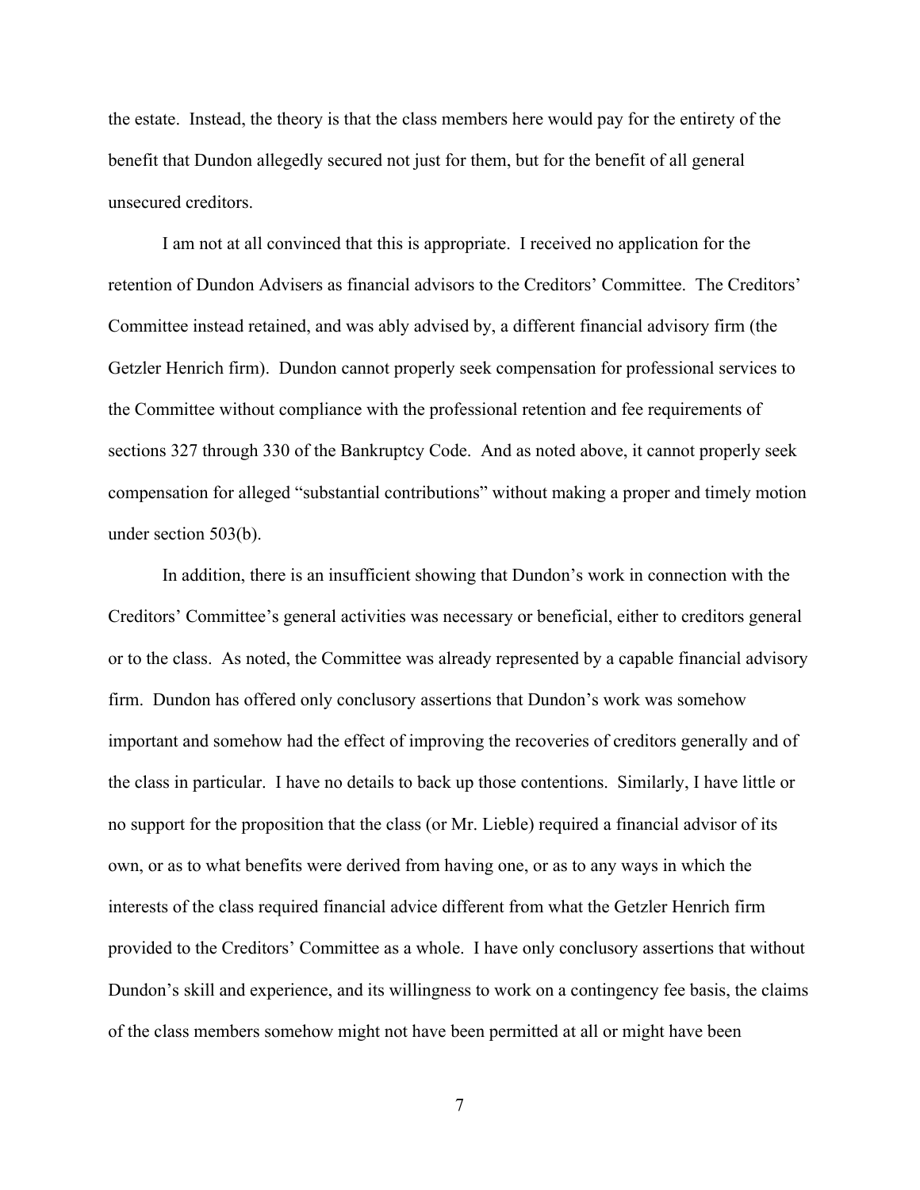the estate. Instead, the theory is that the class members here would pay for the entirety of the benefit that Dundon allegedly secured not just for them, but for the benefit of all general unsecured creditors.

I am not at all convinced that this is appropriate. I received no application for the retention of Dundon Advisers as financial advisors to the Creditors' Committee. The Creditors' Committee instead retained, and was ably advised by, a different financial advisory firm (the Getzler Henrich firm). Dundon cannot properly seek compensation for professional services to the Committee without compliance with the professional retention and fee requirements of sections 327 through 330 of the Bankruptcy Code. And as noted above, it cannot properly seek compensation for alleged "substantial contributions" without making a proper and timely motion under section 503(b).

In addition, there is an insufficient showing that Dundon's work in connection with the Creditors' Committee's general activities was necessary or beneficial, either to creditors general or to the class. As noted, the Committee was already represented by a capable financial advisory firm. Dundon has offered only conclusory assertions that Dundon's work was somehow important and somehow had the effect of improving the recoveries of creditors generally and of the class in particular. I have no details to back up those contentions. Similarly, I have little or no support for the proposition that the class (or Mr. Lieble) required a financial advisor of its own, or as to what benefits were derived from having one, or as to any ways in which the interests of the class required financial advice different from what the Getzler Henrich firm provided to the Creditors' Committee as a whole. I have only conclusory assertions that without Dundon's skill and experience, and its willingness to work on a contingency fee basis, the claims of the class members somehow might not have been permitted at all or might have been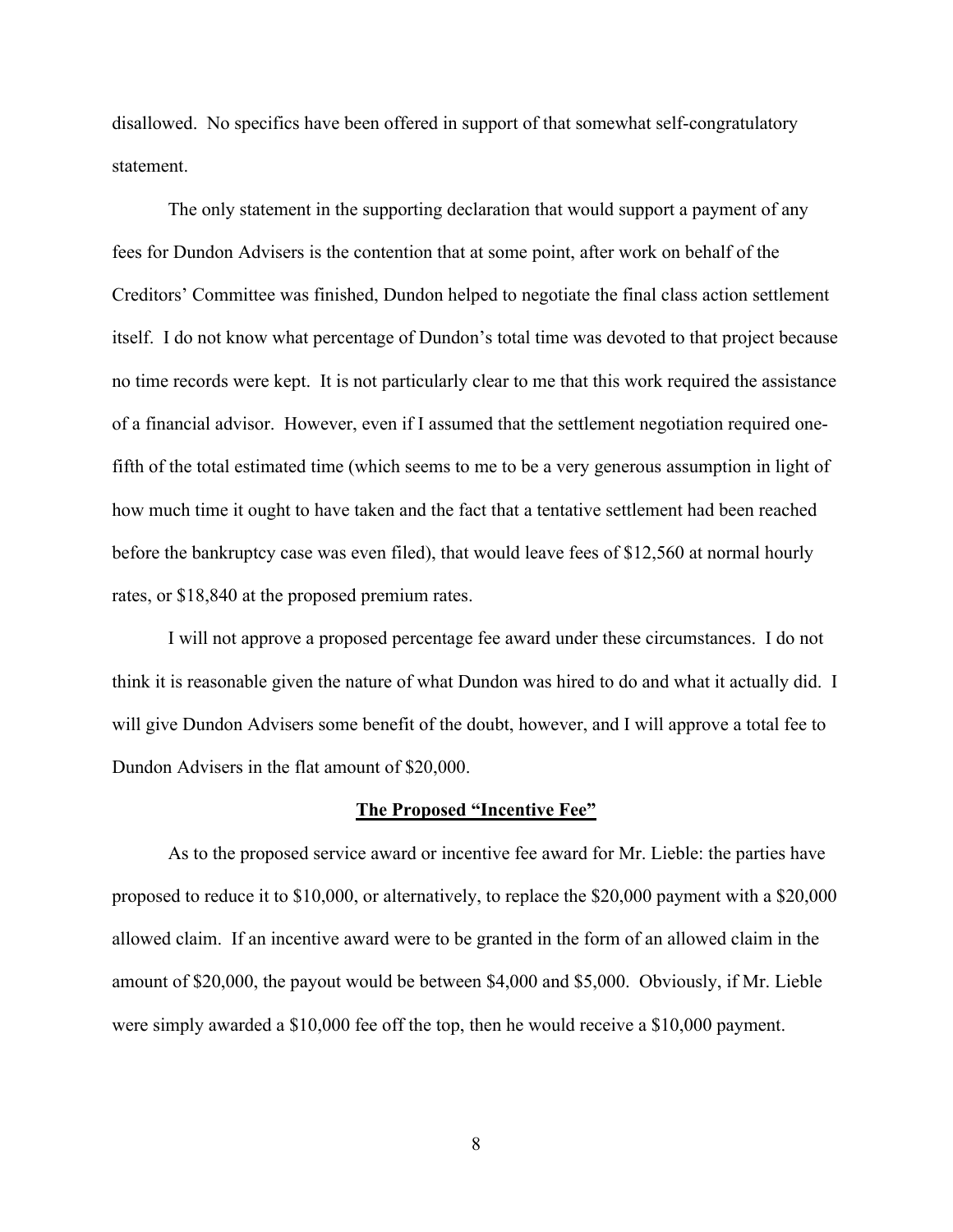disallowed. No specifics have been offered in support of that somewhat self-congratulatory statement.

The only statement in the supporting declaration that would support a payment of any fees for Dundon Advisers is the contention that at some point, after work on behalf of the Creditors' Committee was finished, Dundon helped to negotiate the final class action settlement itself. I do not know what percentage of Dundon's total time was devoted to that project because no time records were kept. It is not particularly clear to me that this work required the assistance of a financial advisor. However, even if I assumed that the settlement negotiation required one-fifth of the total estimated time (which seems to me to be a very generous assumption in light of how much time it ought to have taken and the fact that a tentative settlement had been reached before the bankruptcy case was even filed), that would leave fees of $12,560 at normal hourly rates, or $18,840 at the proposed premium rates.

I will not approve a proposed percentage fee award under these circumstances. I do not think it is reasonable given the nature of what Dundon was hired to do and what it actually did. I will give Dundon Advisers some benefit of the doubt, however, and I will approve a total fee to Dundon Advisers in the flat amount of $20,000.

## **The Proposed "Incentive Fee"**

As to the proposed service award or incentive fee award for Mr. Lieble: the parties have proposed to reduce it to $10,000, or alternatively, to replace the $20,000 payment with a $20,000 allowed claim. If an incentive award were to be granted in the form of an allowed claim in the amount of $20,000, the payout would be between $4,000 and $5,000. Obviously, if Mr. Lieble were simply awarded a $10,000 fee off the top, then he would receive a $10,000 payment.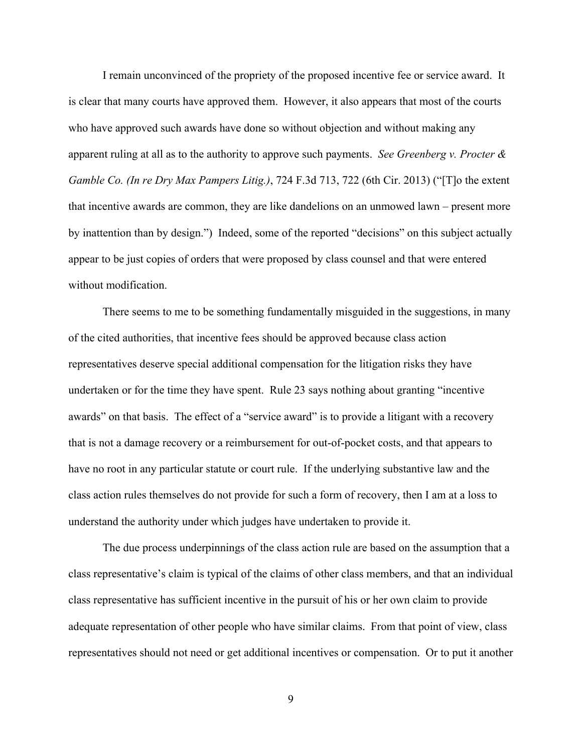I remain unconvinced of the propriety of the proposed incentive fee or service award. It is clear that many courts have approved them. However, it also appears that most of the courts who have approved such awards have done so without objection and without making any apparent ruling at all as to the authority to approve such payments. *See Greenberg v. Procter & Gamble Co. (In re Dry Max Pampers Litig.)*, 724 F.3d 713, 722 (6th Cir. 2013) ("[T]o the extent that incentive awards are common, they are like dandelions on an unmowed lawn – present more by inattention than by design.") Indeed, some of the reported "decisions" on this subject actually appear to be just copies of orders that were proposed by class counsel and that were entered without modification.

There seems to me to be something fundamentally misguided in the suggestions, in many of the cited authorities, that incentive fees should be approved because class action representatives deserve special additional compensation for the litigation risks they have undertaken or for the time they have spent. Rule 23 says nothing about granting "incentive awards" on that basis. The effect of a "service award" is to provide a litigant with a recovery that is not a damage recovery or a reimbursement for out-of-pocket costs, and that appears to have no root in any particular statute or court rule. If the underlying substantive law and the class action rules themselves do not provide for such a form of recovery, then I am at a loss to understand the authority under which judges have undertaken to provide it.

The due process underpinnings of the class action rule are based on the assumption that a class representative's claim is typical of the claims of other class members, and that an individual class representative has sufficient incentive in the pursuit of his or her own claim to provide adequate representation of other people who have similar claims. From that point of view, class representatives should not need or get additional incentives or compensation. Or to put it another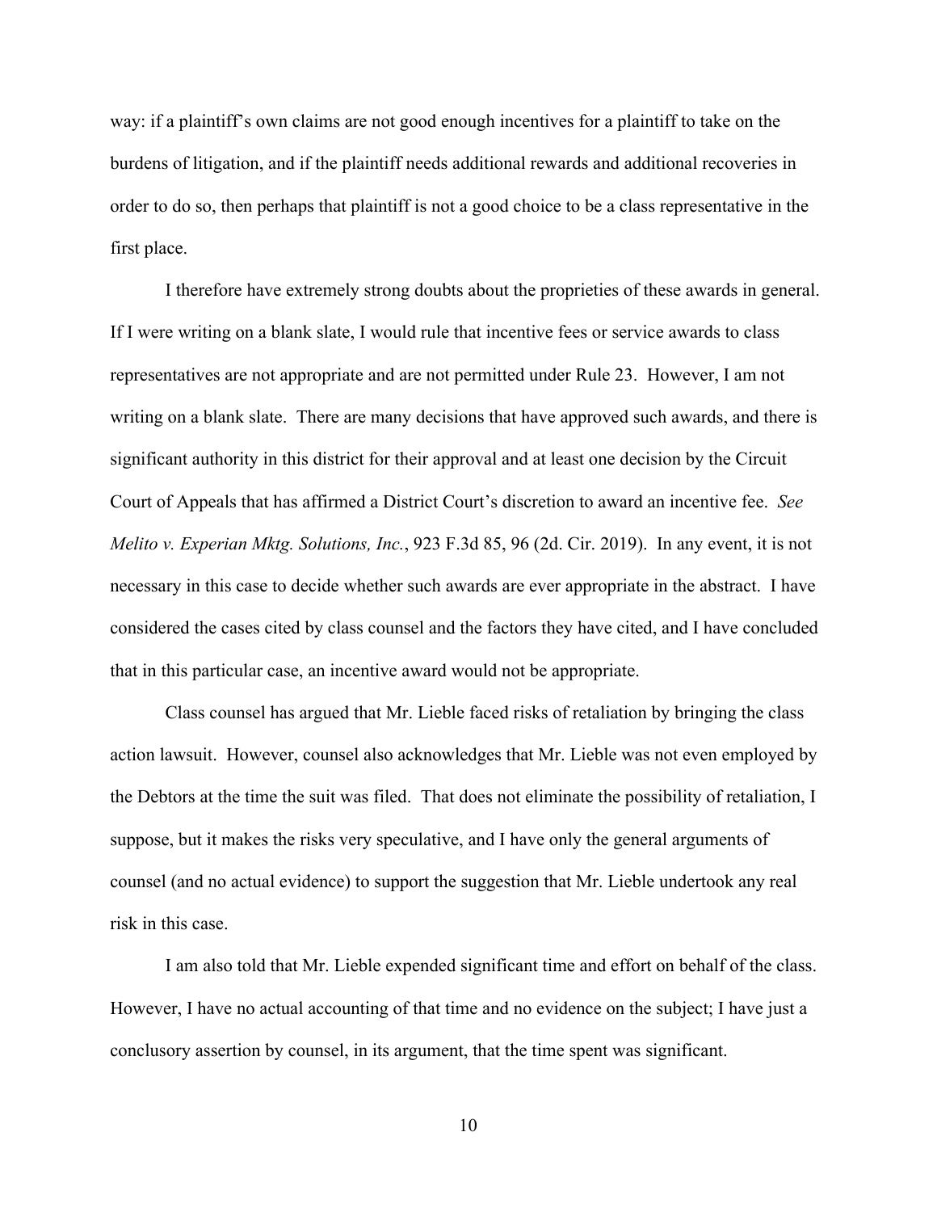way: if a plaintiff's own claims are not good enough incentives for a plaintiff to take on the burdens of litigation, and if the plaintiff needs additional rewards and additional recoveries in order to do so, then perhaps that plaintiff is not a good choice to be a class representative in the first place.

I therefore have extremely strong doubts about the proprieties of these awards in general. If I were writing on a blank slate, I would rule that incentive fees or service awards to class representatives are not appropriate and are not permitted under Rule 23. However, I am not writing on a blank slate. There are many decisions that have approved such awards, and there is significant authority in this district for their approval and at least one decision by the Circuit Court of Appeals that has affirmed a District Court's discretion to award an incentive fee. *See Melito v. Experian Mktg. Solutions, Inc.*, 923 F.3d 85, 96 (2d. Cir. 2019). In any event, it is not necessary in this case to decide whether such awards are ever appropriate in the abstract. I have considered the cases cited by class counsel and the factors they have cited, and I have concluded that in this particular case, an incentive award would not be appropriate.

Class counsel has argued that Mr. Lieble faced risks of retaliation by bringing the class action lawsuit. However, counsel also acknowledges that Mr. Lieble was not even employed by the Debtors at the time the suit was filed. That does not eliminate the possibility of retaliation, I suppose, but it makes the risks very speculative, and I have only the general arguments of counsel (and no actual evidence) to support the suggestion that Mr. Lieble undertook any real risk in this case.

I am also told that Mr. Lieble expended significant time and effort on behalf of the class. However, I have no actual accounting of that time and no evidence on the subject; I have just a conclusory assertion by counsel, in its argument, that the time spent was significant.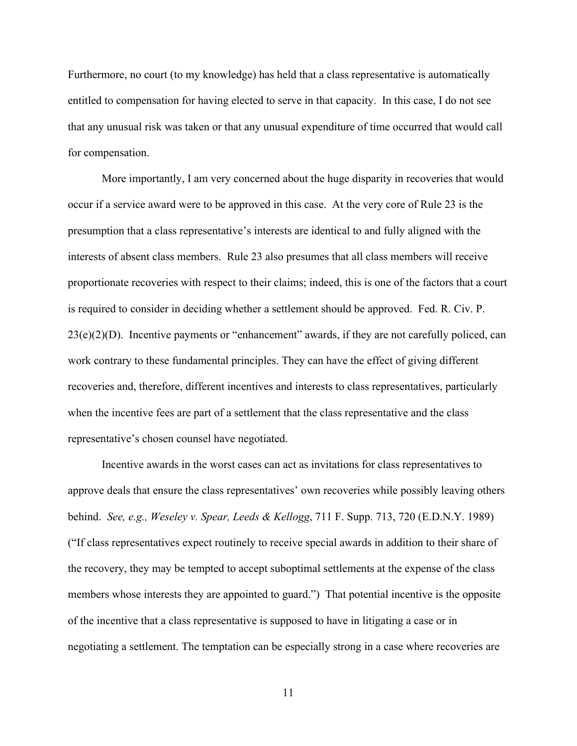Furthermore, no court (to my knowledge) has held that a class representative is automatically entitled to compensation for having elected to serve in that capacity. In this case, I do not see that any unusual risk was taken or that any unusual expenditure of time occurred that would call for compensation.

More importantly, I am very concerned about the huge disparity in recoveries that would occur if a service award were to be approved in this case. At the very core of Rule 23 is the presumption that a class representative's interests are identical to and fully aligned with the interests of absent class members. Rule 23 also presumes that all class members will receive proportionate recoveries with respect to their claims; indeed, this is one of the factors that a court is required to consider in deciding whether a settlement should be approved. Fed. R. Civ. P. 23(e)(2)(D). Incentive payments or "enhancement" awards, if they are not carefully policed, can work contrary to these fundamental principles. They can have the effect of giving different recoveries and, therefore, different incentives and interests to class representatives, particularly when the incentive fees are part of a settlement that the class representative and the class representative's chosen counsel have negotiated.

Incentive awards in the worst cases can act as invitations for class representatives to approve deals that ensure the class representatives' own recoveries while possibly leaving others behind. *See, e.g., Weseley v. Spear, Leeds & Kellogg*, 711 F. Supp. 713, 720 (E.D.N.Y. 1989) ("If class representatives expect routinely to receive special awards in addition to their share of the recovery, they may be tempted to accept suboptimal settlements at the expense of the class members whose interests they are appointed to guard.") That potential incentive is the opposite of the incentive that a class representative is supposed to have in litigating a case or in negotiating a settlement. The temptation can be especially strong in a case where recoveries are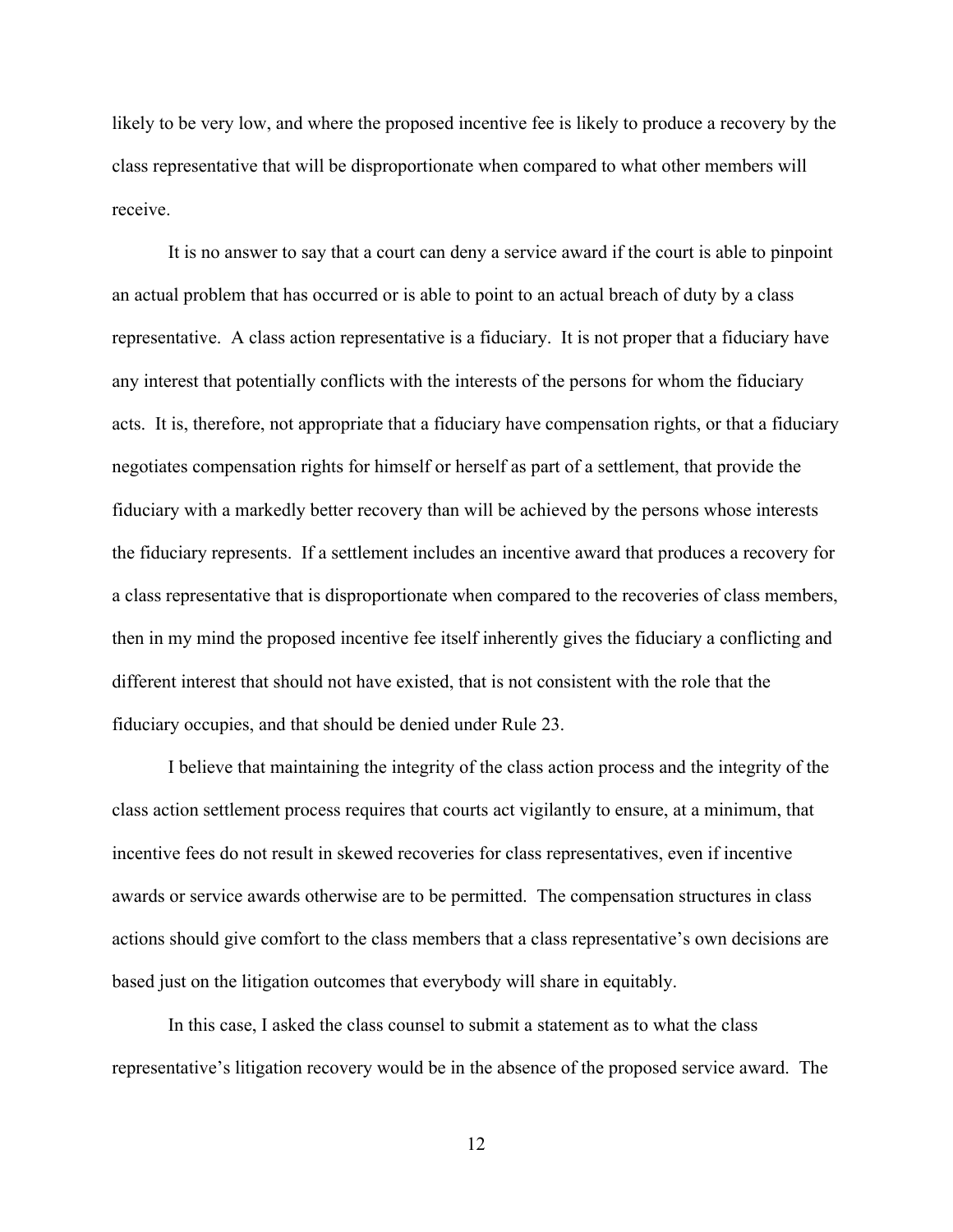likely to be very low, and where the proposed incentive fee is likely to produce a recovery by the class representative that will be disproportionate when compared to what other members will receive.

It is no answer to say that a court can deny a service award if the court is able to pinpoint an actual problem that has occurred or is able to point to an actual breach of duty by a class representative. A class action representative is a fiduciary. It is not proper that a fiduciary have any interest that potentially conflicts with the interests of the persons for whom the fiduciary acts. It is, therefore, not appropriate that a fiduciary have compensation rights, or that a fiduciary negotiates compensation rights for himself or herself as part of a settlement, that provide the fiduciary with a markedly better recovery than will be achieved by the persons whose interests the fiduciary represents. If a settlement includes an incentive award that produces a recovery for a class representative that is disproportionate when compared to the recoveries of class members, then in my mind the proposed incentive fee itself inherently gives the fiduciary a conflicting and different interest that should not have existed, that is not consistent with the role that the fiduciary occupies, and that should be denied under Rule 23.

I believe that maintaining the integrity of the class action process and the integrity of the class action settlement process requires that courts act vigilantly to ensure, at a minimum, that incentive fees do not result in skewed recoveries for class representatives, even if incentive awards or service awards otherwise are to be permitted. The compensation structures in class actions should give comfort to the class members that a class representative's own decisions are based just on the litigation outcomes that everybody will share in equitably.

In this case, I asked the class counsel to submit a statement as to what the class representative's litigation recovery would be in the absence of the proposed service award. The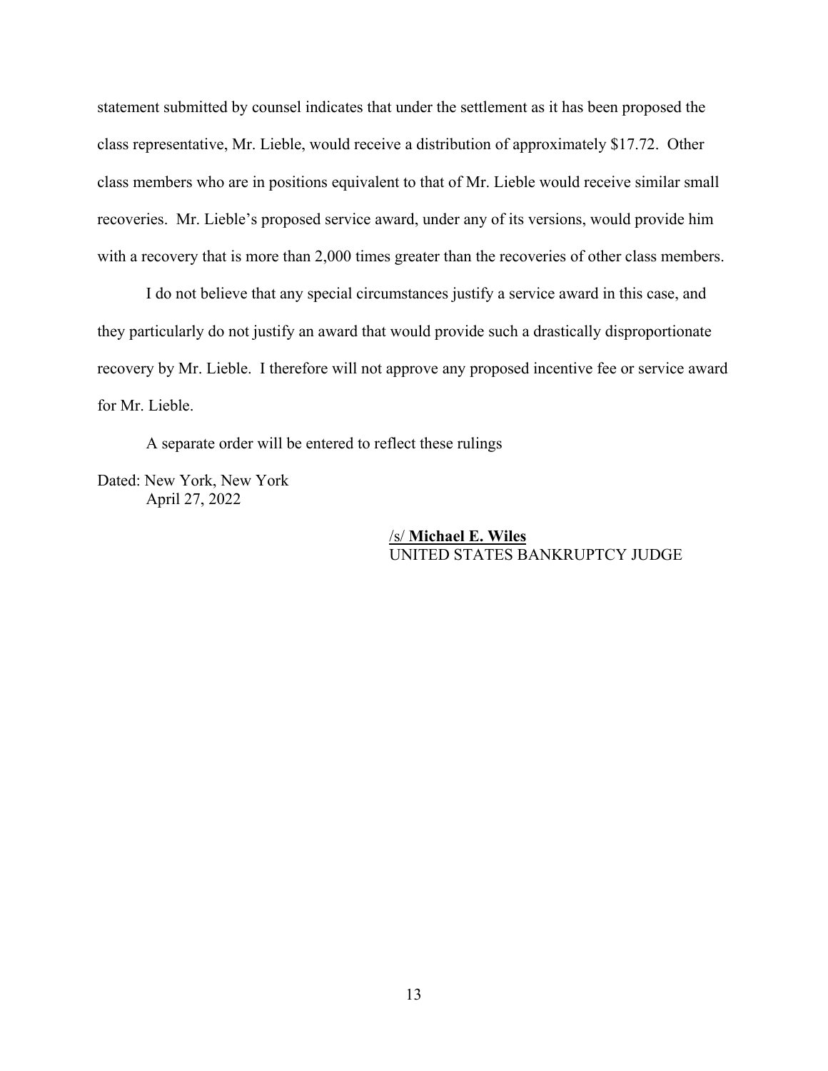statement submitted by counsel indicates that under the settlement as it has been proposed the class representative, Mr. Lieble, would receive a distribution of approximately $17.72. Other class members who are in positions equivalent to that of Mr. Lieble would receive similar small recoveries. Mr. Lieble's proposed service award, under any of its versions, would provide him with a recovery that is more than 2,000 times greater than the recoveries of other class members.

I do not believe that any special circumstances justify a service award in this case, and they particularly do not justify an award that would provide such a drastically disproportionate recovery by Mr. Lieble. I therefore will not approve any proposed incentive fee or service award for Mr. Lieble.

A separate order will be entered to reflect these rulings

Dated: New York, New York
April 27, 2022

/s/ **Michael E. Wiles**
UNITED STATES BANKRUPTCY JUDGE